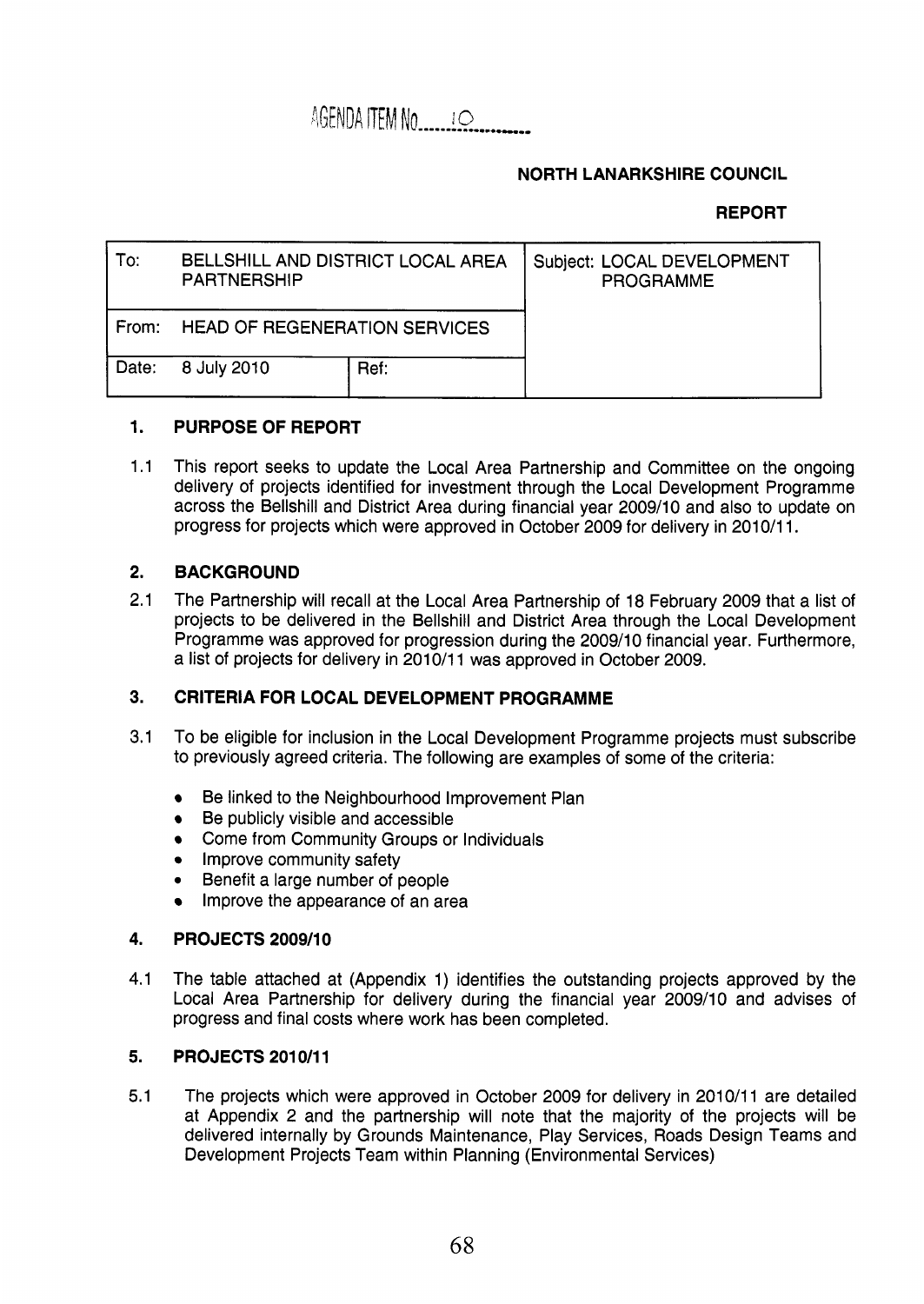AGENDA ITEM No. 10

**NORTH LANARKSHIRE COUNCIL**

**REPORT**

| To: | BELLSHILL AND DISTRICT LOCAL AREA PARTNERSHIP | | Subject: LOCAL DEVELOPMENT PROGRAMME |
|---|---|---|---|
| From: | HEAD OF REGENERATION SERVICES | | |
| Date: | 8 July 2010 | Ref: | |

## 1. PURPOSE OF REPORT

1.1 This report seeks to update the Local Area Partnership and Committee on the ongoing delivery of projects identified for investment through the Local Development Programme across the Bellshill and District Area during financial year 2009/10 and also to update on progress for projects which were approved in October 2009 for delivery in 2010/11.

## 2. BACKGROUND

2.1 The Partnership will recall at the Local Area Partnership of 18 February 2009 that a list of projects to be delivered in the Bellshill and District Area through the Local Development Programme was approved for progression during the 2009/10 financial year. Furthermore, a list of projects for delivery in 2010/11 was approved in October 2009.

## 3. CRITERIA FOR LOCAL DEVELOPMENT PROGRAMME

3.1 To be eligible for inclusion in the Local Development Programme projects must subscribe to previously agreed criteria. The following are examples of some of the criteria:

- Be linked to the Neighbourhood Improvement Plan
- Be publicly visible and accessible
- Come from Community Groups or Individuals
- Improve community safety
- Benefit a large number of people
- Improve the appearance of an area

## 4. PROJECTS 2009/10

4.1 The table attached at (Appendix 1) identifies the outstanding projects approved by the Local Area Partnership for delivery during the financial year 2009/10 and advises of progress and final costs where work has been completed.

## 5. PROJECTS 2010/11

5.1 The projects which were approved in October 2009 for delivery in 2010/11 are detailed at Appendix 2 and the partnership will note that the majority of the projects will be delivered internally by Grounds Maintenance, Play Services, Roads Design Teams and Development Projects Team within Planning (Environmental Services)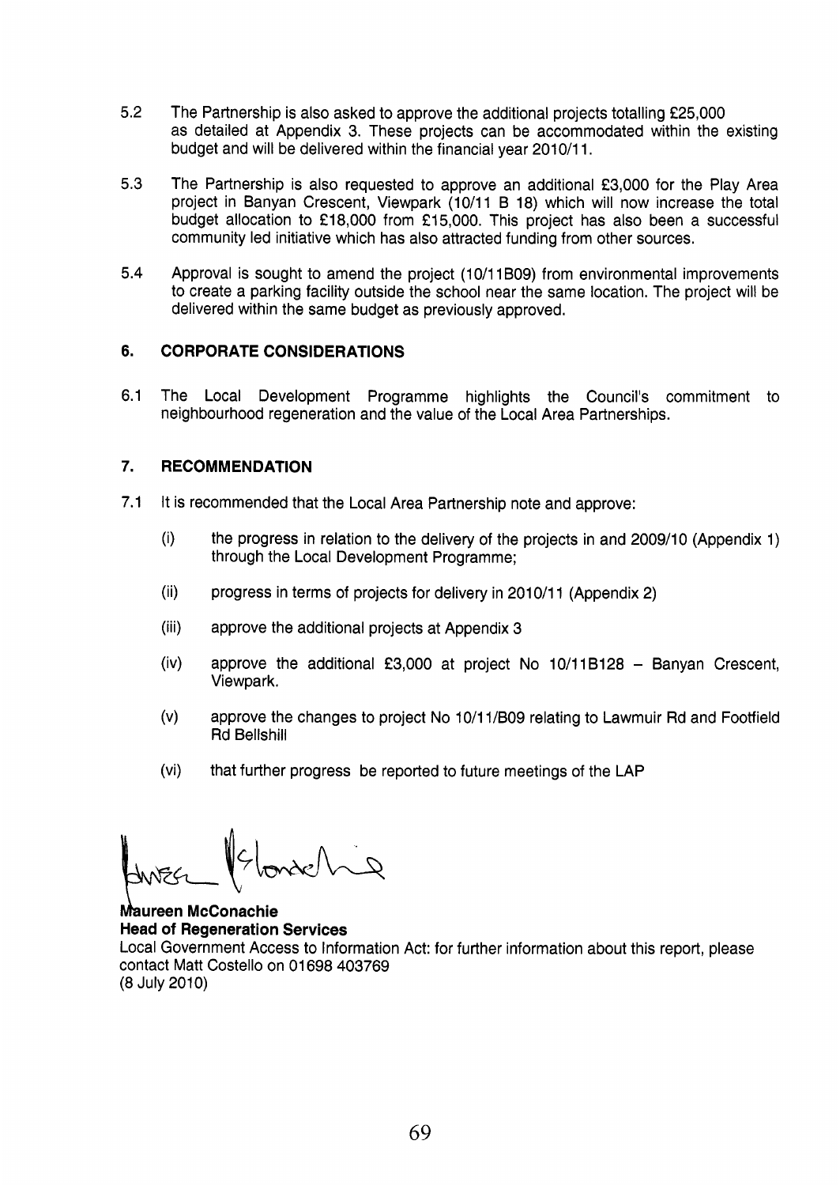5.2 The Partnership is also asked to approve the additional projects totalling £25,000 as detailed at Appendix 3. These projects can be accommodated within the existing budget and will be delivered within the financial year 2010/11.

5.3 The Partnership is also requested to approve an additional £3,000 for the Play Area project in Banyan Crescent, Viewpark (10/11 B 18) which will now increase the total budget allocation to £18,000 from £15,000. This project has also been a successful community led initiative which has also attracted funding from other sources.

5.4 Approval is sought to amend the project (10/11B09) from environmental improvements to create a parking facility outside the school near the same location. The project will be delivered within the same budget as previously approved.

## 6. CORPORATE CONSIDERATIONS

6.1 The Local Development Programme highlights the Council's commitment to neighbourhood regeneration and the value of the Local Area Partnerships.

## 7. RECOMMENDATION

7.1 It is recommended that the Local Area Partnership note and approve:

(i) the progress in relation to the delivery of the projects in and 2009/10 (Appendix 1) through the Local Development Programme;

(ii) progress in terms of projects for delivery in 2010/11 (Appendix 2)

(iii) approve the additional projects at Appendix 3

(iv) approve the additional £3,000 at project No 10/11B128 – Banyan Crescent, Viewpark.

(v) approve the changes to project No 10/11/B09 relating to Lawmuir Rd and Footfield Rd Bellshill

(vi) that further progress be reported to future meetings of the LAP

**Maureen McConachie**
**Head of Regeneration Services**
Local Government Access to Information Act: for further information about this report, please contact Matt Costello on 01698 403769
(8 July 2010)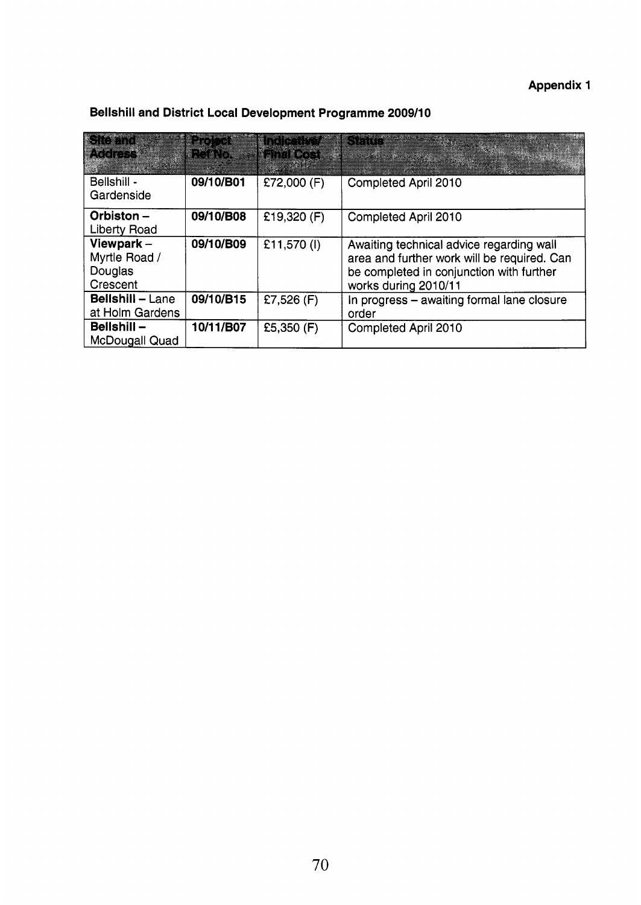**Appendix 1**

**Bellshill and District Local Development Programme 2009/10**

| Site and Address | Project Ref No. | Indicative/ Final Cost | Status |
|---|---|---|---|
| Bellshill - Gardenside | **09/10/B01** | £72,000 (F) | Completed April 2010 |
| **Orbiston –** Liberty Road | **09/10/B08** | £19,320 (F) | Completed April 2010 |
| **Viewpark –** Myrtle Road / Douglas Crescent | **09/10/B09** | £11,570 (I) | Awaiting technical advice regarding wall area and further work will be required. Can be completed in conjunction with further works during 2010/11 |
| **Bellshill –** Lane at Holm Gardens | **09/10/B15** | £7,526 (F) | In progress – awaiting formal lane closure order |
| **Bellshill –** McDougall Quad | **10/11/B07** | £5,350 (F) | Completed April 2010 |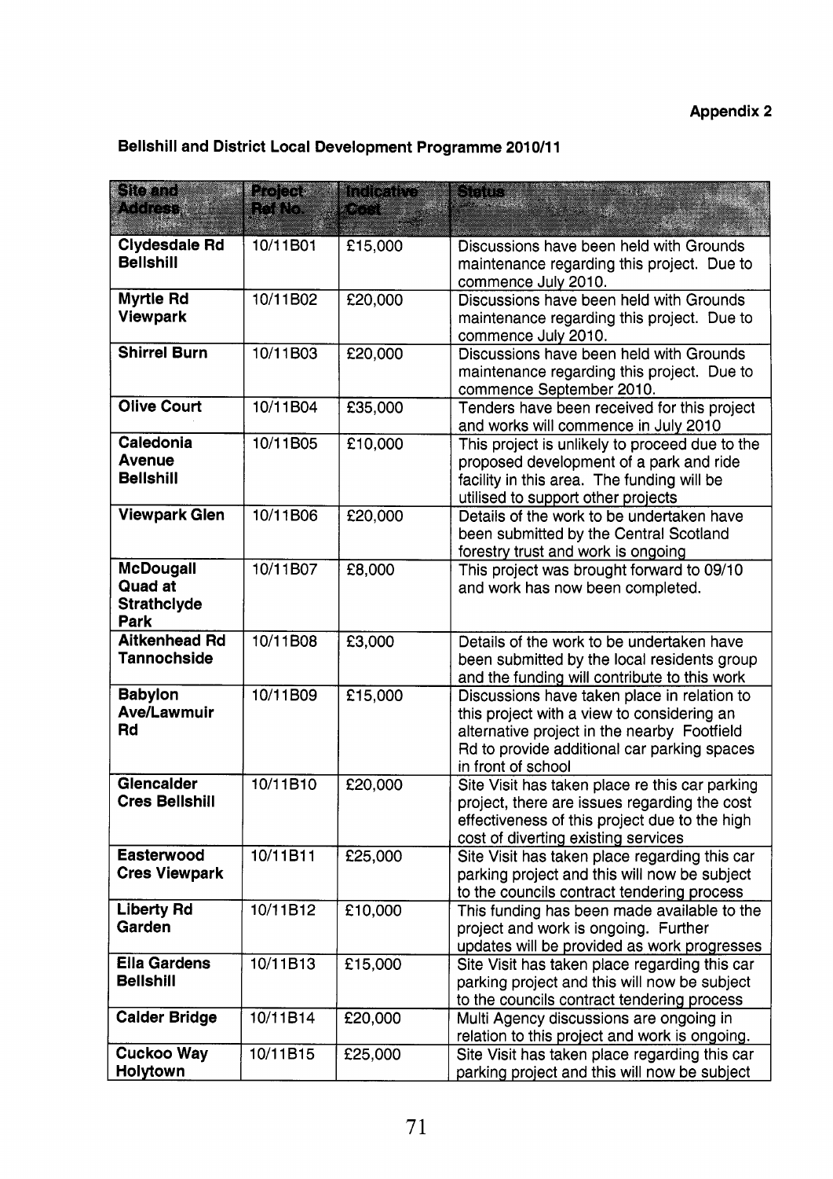**Appendix 2**

**Bellshill and District Local Development Programme 2010/11**

| Site and Address | Project Ref No. | Indicative Cost | Status |
|---|---|---|---|
| **Clydesdale Rd Bellshill** | 10/11B01 | £15,000 | Discussions have been held with Grounds maintenance regarding this project. Due to commence July 2010. |
| **Myrtle Rd Viewpark** | 10/11B02 | £20,000 | Discussions have been held with Grounds maintenance regarding this project. Due to commence July 2010. |
| **Shirrel Burn** | 10/11B03 | £20,000 | Discussions have been held with Grounds maintenance regarding this project. Due to commence September 2010. |
| **Olive Court** | 10/11B04 | £35,000 | Tenders have been received for this project and works will commence in July 2010 |
| **Caledonia Avenue Bellshill** | 10/11B05 | £10,000 | This project is unlikely to proceed due to the proposed development of a park and ride facility in this area. The funding will be utilised to support other projects |
| **Viewpark Glen** | 10/11B06 | £20,000 | Details of the work to be undertaken have been submitted by the Central Scotland forestry trust and work is ongoing |
| **McDougall Quad at Strathclyde Park** | 10/11B07 | £8,000 | This project was brought forward to 09/10 and work has now been completed. |
| **Aitkenhead Rd Tannochside** | 10/11B08 | £3,000 | Details of the work to be undertaken have been submitted by the local residents group and the funding will contribute to this work |
| **Babylon Ave/Lawmuir Rd** | 10/11B09 | £15,000 | Discussions have taken place in relation to this project with a view to considering an alternative project in the nearby Footfield Rd to provide additional car parking spaces in front of school |
| **Glencalder Cres Bellshill** | 10/11B10 | £20,000 | Site Visit has taken place re this car parking project, there are issues regarding the cost effectiveness of this project due to the high cost of diverting existing services |
| **Easterwood Cres Viewpark** | 10/11B11 | £25,000 | Site Visit has taken place regarding this car parking project and this will now be subject to the councils contract tendering process |
| **Liberty Rd Garden** | 10/11B12 | £10,000 | This funding has been made available to the project and work is ongoing. Further updates will be provided as work progresses |
| **Ella Gardens Bellshill** | 10/11B13 | £15,000 | Site Visit has taken place regarding this car parking project and this will now be subject to the councils contract tendering process |
| **Calder Bridge** | 10/11B14 | £20,000 | Multi Agency discussions are ongoing in relation to this project and work is ongoing. |
| **Cuckoo Way Holytown** | 10/11B15 | £25,000 | Site Visit has taken place regarding this car parking project and this will now be subject |